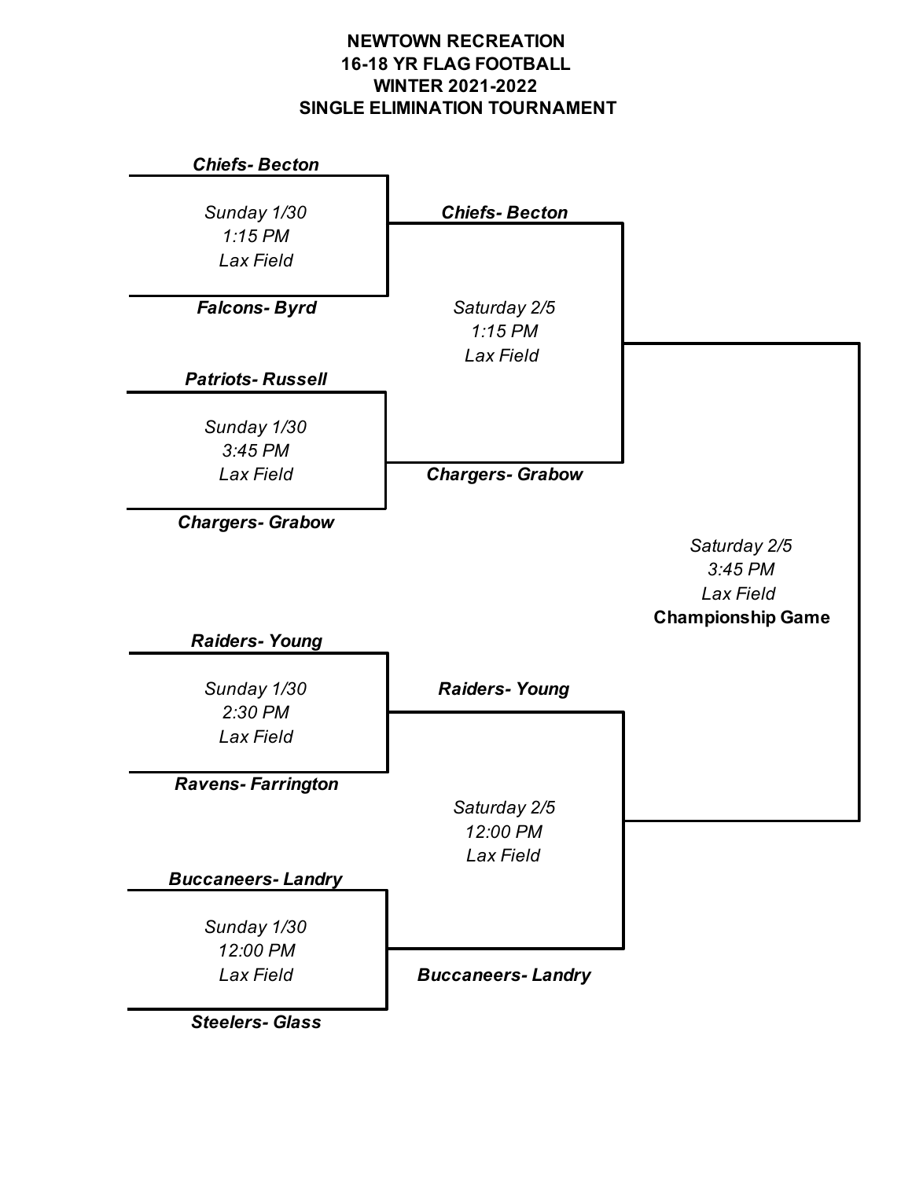# NEWTOWN RECREATION
## 16-18 YR FLAG FOOTBALL
## WINTER 2021-2022
## SINGLE ELIMINATION TOURNAMENT

***Chiefs- Becton***

*Sunday 1/30*
*1:15 PM*
*Lax Field*

***Falcons- Byrd***

***Chiefs- Becton***

*Saturday 2/5*
*1:15 PM*
*Lax Field*

***Patriots- Russell***

*Sunday 1/30*
*3:45 PM*
*Lax Field*

***Chargers- Grabow***

***Chargers- Grabow***

*Saturday 2/5*
*3:45 PM*
*Lax Field*
**Championship Game**

***Raiders- Young***

*Sunday 1/30*
*2:30 PM*
*Lax Field*

***Ravens- Farrington***

***Raiders- Young***

*Saturday 2/5*
*12:00 PM*
*Lax Field*

***Buccaneers- Landry***

*Sunday 1/30*
*12:00 PM*
*Lax Field*

***Steelers- Glass***

***Buccaneers- Landry***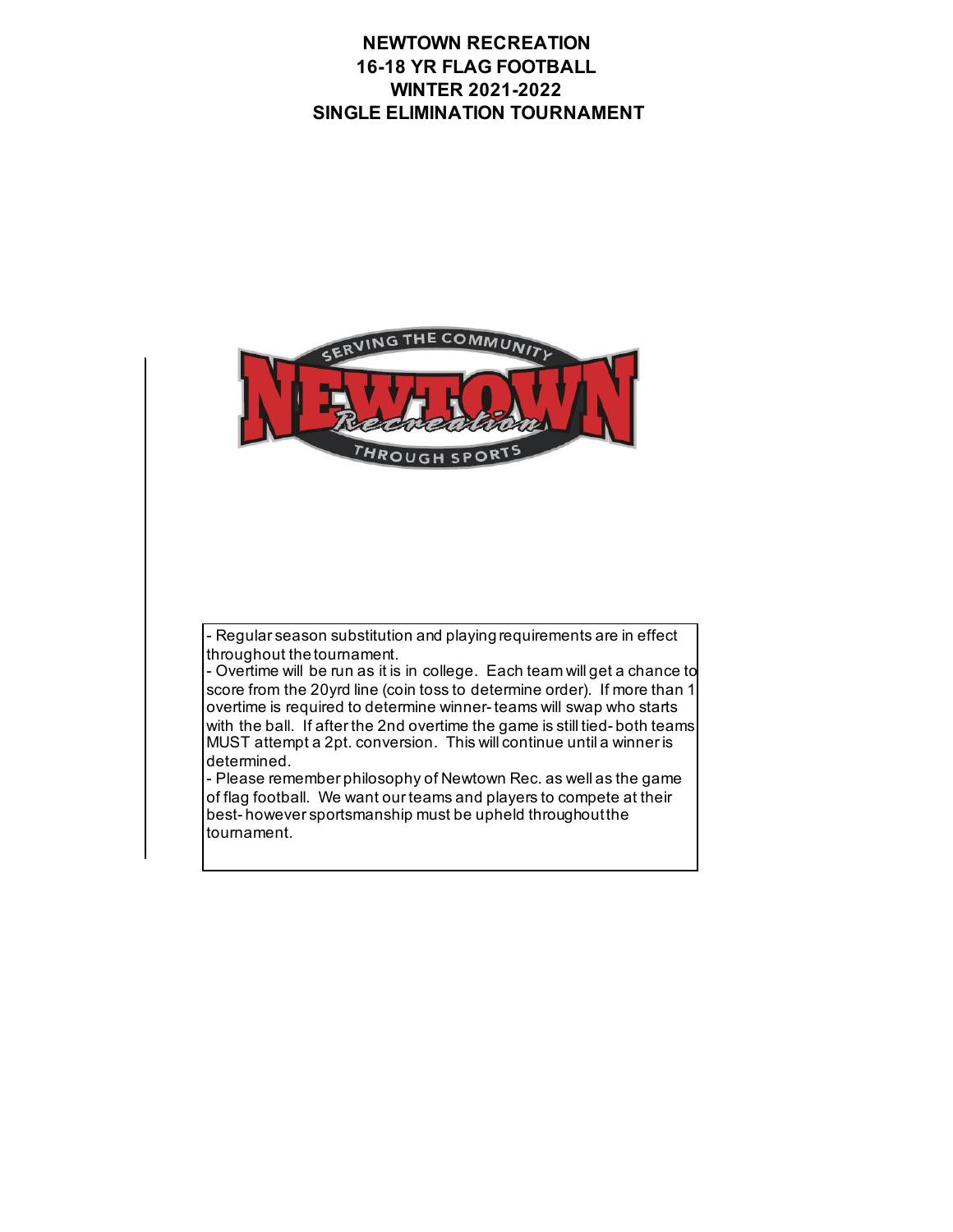# NEWTOWN RECREATION
## 16-18 YR FLAG FOOTBALL
## WINTER 2021-2022
## SINGLE ELIMINATION TOURNAMENT

- Regular season substitution and playing requirements are in effect throughout the tournament.
- Overtime will be run as it is in college. Each team will get a chance to score from the 20yrd line (coin toss to determine order). If more than 1 overtime is required to determine winner- teams will swap who starts with the ball. If after the 2nd overtime the game is still tied- both teams MUST attempt a 2pt. conversion. This will continue until a winner is determined.
- Please remember philosophy of Newtown Rec. as well as the game of flag football. We want our teams and players to compete at their best- however sportsmanship must be upheld throughout the tournament.